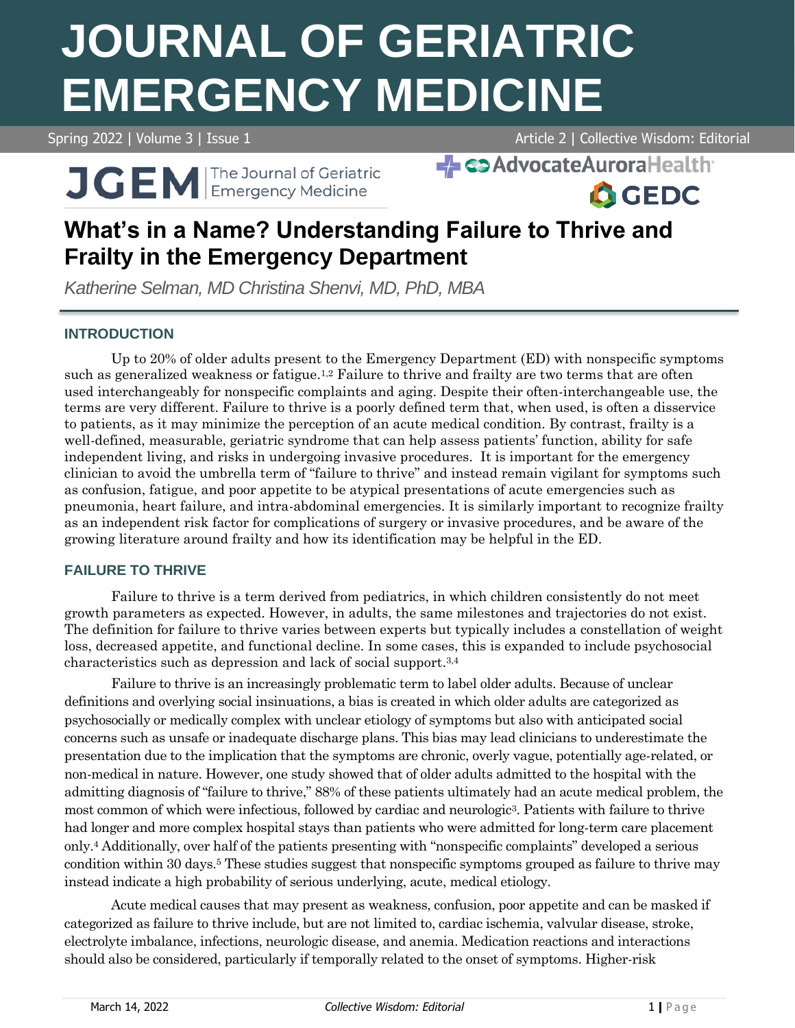# What's in a Name? Understanding Failure to Thrive and Frailty in the Emergency Department

*Katherine Selman, MD Christina Shenvi, MD, PhD, MBA*

## INTRODUCTION

Up to 20% of older adults present to the Emergency Department (ED) with nonspecific symptoms such as generalized weakness or fatigue.[1,2] Failure to thrive and frailty are two terms that are often used interchangeably for nonspecific complaints and aging. Despite their often-interchangeable use, the terms are very different. Failure to thrive is a poorly defined term that, when used, is often a disservice to patients, as it may minimize the perception of an acute medical condition. By contrast, frailty is a well-defined, measurable, geriatric syndrome that can help assess patients' function, ability for safe independent living, and risks in undergoing invasive procedures. It is important for the emergency clinician to avoid the umbrella term of "failure to thrive" and instead remain vigilant for symptoms such as confusion, fatigue, and poor appetite to be atypical presentations of acute emergencies such as pneumonia, heart failure, and intra-abdominal emergencies. It is similarly important to recognize frailty as an independent risk factor for complications of surgery or invasive procedures, and be aware of the growing literature around frailty and how its identification may be helpful in the ED.

## FAILURE TO THRIVE

Failure to thrive is a term derived from pediatrics, in which children consistently do not meet growth parameters as expected. However, in adults, the same milestones and trajectories do not exist. The definition for failure to thrive varies between experts but typically includes a constellation of weight loss, decreased appetite, and functional decline. In some cases, this is expanded to include psychosocial characteristics such as depression and lack of social support.[3,4]

Failure to thrive is an increasingly problematic term to label older adults. Because of unclear definitions and overlying social insinuations, a bias is created in which older adults are categorized as psychosocially or medically complex with unclear etiology of symptoms but also with anticipated social concerns such as unsafe or inadequate discharge plans. This bias may lead clinicians to underestimate the presentation due to the implication that the symptoms are chronic, overly vague, potentially age-related, or non-medical in nature. However, one study showed that of older adults admitted to the hospital with the admitting diagnosis of "failure to thrive," 88% of these patients ultimately had an acute medical problem, the most common of which were infectious, followed by cardiac and neurologic[3]. Patients with failure to thrive had longer and more complex hospital stays than patients who were admitted for long-term care placement only.[4] Additionally, over half of the patients presenting with "nonspecific complaints" developed a serious condition within 30 days.[5] These studies suggest that nonspecific symptoms grouped as failure to thrive may instead indicate a high probability of serious underlying, acute, medical etiology.

Acute medical causes that may present as weakness, confusion, poor appetite and can be masked if categorized as failure to thrive include, but are not limited to, cardiac ischemia, valvular disease, stroke, electrolyte imbalance, infections, neurologic disease, and anemia. Medication reactions and interactions should also be considered, particularly if temporally related to the onset of symptoms. Higher-risk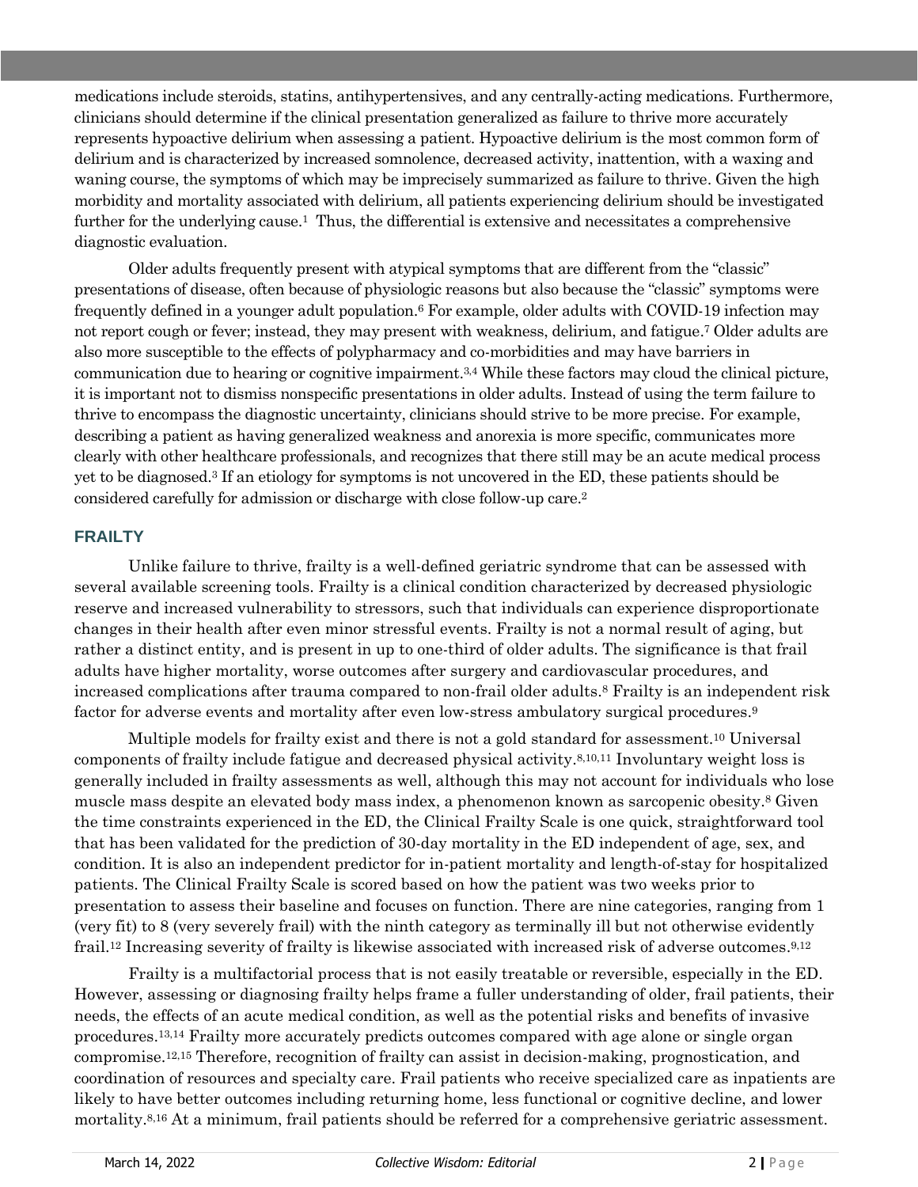medications include steroids, statins, antihypertensives, and any centrally-acting medications. Furthermore, clinicians should determine if the clinical presentation generalized as failure to thrive more accurately represents hypoactive delirium when assessing a patient. Hypoactive delirium is the most common form of delirium and is characterized by increased somnolence, decreased activity, inattention, with a waxing and waning course, the symptoms of which may be imprecisely summarized as failure to thrive. Given the high morbidity and mortality associated with delirium, all patients experiencing delirium should be investigated further for the underlying cause.[1] Thus, the differential is extensive and necessitates a comprehensive diagnostic evaluation.

Older adults frequently present with atypical symptoms that are different from the "classic" presentations of disease, often because of physiologic reasons but also because the "classic" symptoms were frequently defined in a younger adult population.[6] For example, older adults with COVID-19 infection may not report cough or fever; instead, they may present with weakness, delirium, and fatigue.[7] Older adults are also more susceptible to the effects of polypharmacy and co-morbidities and may have barriers in communication due to hearing or cognitive impairment.[3,4] While these factors may cloud the clinical picture, it is important not to dismiss nonspecific presentations in older adults. Instead of using the term failure to thrive to encompass the diagnostic uncertainty, clinicians should strive to be more precise. For example, describing a patient as having generalized weakness and anorexia is more specific, communicates more clearly with other healthcare professionals, and recognizes that there still may be an acute medical process yet to be diagnosed.[3] If an etiology for symptoms is not uncovered in the ED, these patients should be considered carefully for admission or discharge with close follow-up care.[2]

## FRAILTY

Unlike failure to thrive, frailty is a well-defined geriatric syndrome that can be assessed with several available screening tools. Frailty is a clinical condition characterized by decreased physiologic reserve and increased vulnerability to stressors, such that individuals can experience disproportionate changes in their health after even minor stressful events. Frailty is not a normal result of aging, but rather a distinct entity, and is present in up to one-third of older adults. The significance is that frail adults have higher mortality, worse outcomes after surgery and cardiovascular procedures, and increased complications after trauma compared to non-frail older adults.[8] Frailty is an independent risk factor for adverse events and mortality after even low-stress ambulatory surgical procedures.[9]

Multiple models for frailty exist and there is not a gold standard for assessment.[10] Universal components of frailty include fatigue and decreased physical activity.[8,10,11] Involuntary weight loss is generally included in frailty assessments as well, although this may not account for individuals who lose muscle mass despite an elevated body mass index, a phenomenon known as sarcopenic obesity.[8] Given the time constraints experienced in the ED, the Clinical Frailty Scale is one quick, straightforward tool that has been validated for the prediction of 30-day mortality in the ED independent of age, sex, and condition. It is also an independent predictor for in-patient mortality and length-of-stay for hospitalized patients. The Clinical Frailty Scale is scored based on how the patient was two weeks prior to presentation to assess their baseline and focuses on function. There are nine categories, ranging from 1 (very fit) to 8 (very severely frail) with the ninth category as terminally ill but not otherwise evidently frail.[12] Increasing severity of frailty is likewise associated with increased risk of adverse outcomes.[9,12]

Frailty is a multifactorial process that is not easily treatable or reversible, especially in the ED. However, assessing or diagnosing frailty helps frame a fuller understanding of older, frail patients, their needs, the effects of an acute medical condition, as well as the potential risks and benefits of invasive procedures.[13,14] Frailty more accurately predicts outcomes compared with age alone or single organ compromise.[12,15] Therefore, recognition of frailty can assist in decision-making, prognostication, and coordination of resources and specialty care. Frail patients who receive specialized care as inpatients are likely to have better outcomes including returning home, less functional or cognitive decline, and lower mortality.[8,16] At a minimum, frail patients should be referred for a comprehensive geriatric assessment.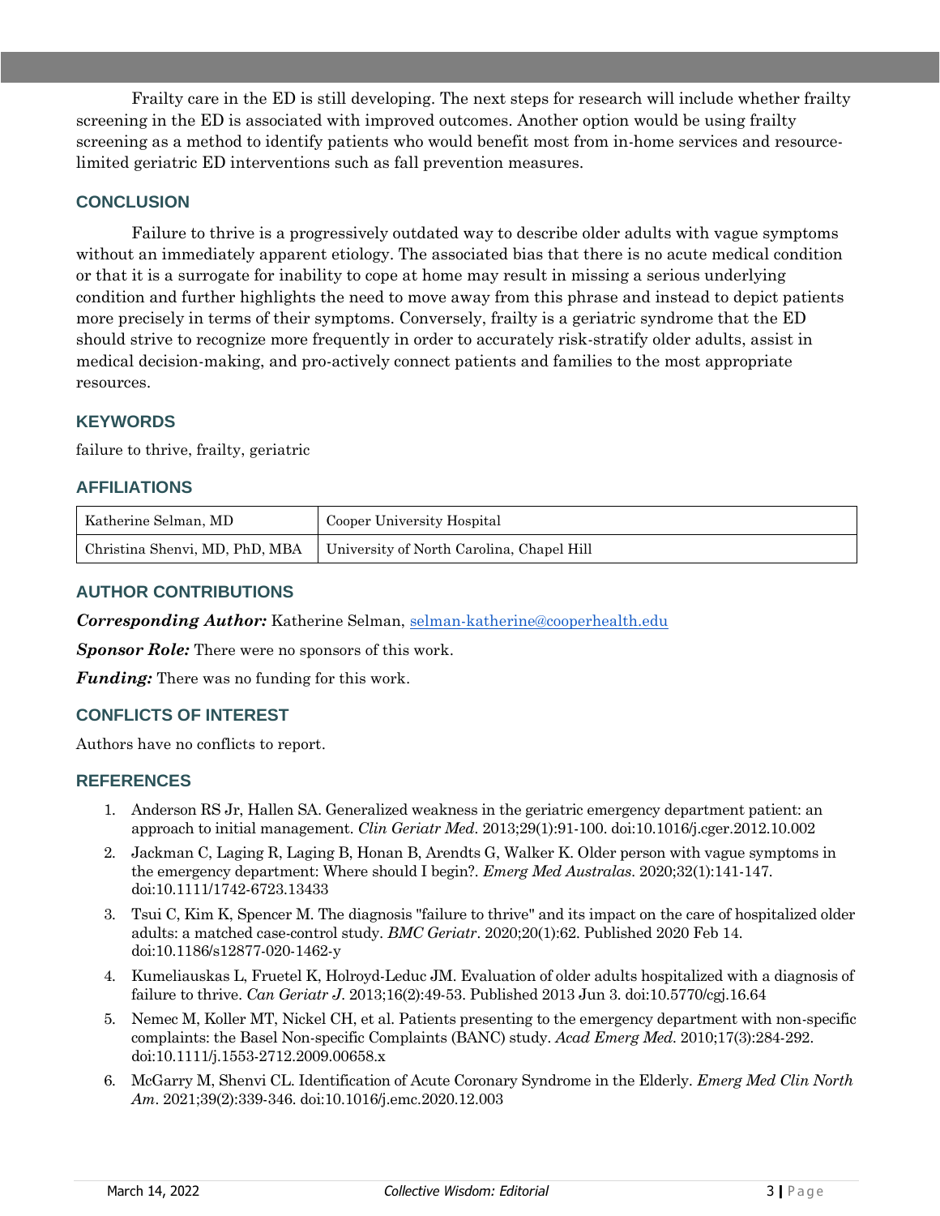Frailty care in the ED is still developing. The next steps for research will include whether frailty screening in the ED is associated with improved outcomes. Another option would be using frailty screening as a method to identify patients who would benefit most from in-home services and resource-limited geriatric ED interventions such as fall prevention measures.

## CONCLUSION

Failure to thrive is a progressively outdated way to describe older adults with vague symptoms without an immediately apparent etiology. The associated bias that there is no acute medical condition or that it is a surrogate for inability to cope at home may result in missing a serious underlying condition and further highlights the need to move away from this phrase and instead to depict patients more precisely in terms of their symptoms. Conversely, frailty is a geriatric syndrome that the ED should strive to recognize more frequently in order to accurately risk-stratify older adults, assist in medical decision-making, and pro-actively connect patients and families to the most appropriate resources.

## KEYWORDS

failure to thrive, frailty, geriatric

## AFFILIATIONS

| Katherine Selman, MD | Cooper University Hospital |
|---|---|
| Christina Shenvi, MD, PhD, MBA | University of North Carolina, Chapel Hill |

## AUTHOR CONTRIBUTIONS

***Corresponding Author:*** Katherine Selman, selman-katherine@cooperhealth.edu

***Sponsor Role:*** There were no sponsors of this work.

***Funding:*** There was no funding for this work.

## CONFLICTS OF INTEREST

Authors have no conflicts to report.

## REFERENCES

1. Anderson RS Jr, Hallen SA. Generalized weakness in the geriatric emergency department patient: an approach to initial management. *Clin Geriatr Med*. 2013;29(1):91-100. doi:10.1016/j.cger.2012.10.002
2. Jackman C, Laging R, Laging B, Honan B, Arendts G, Walker K. Older person with vague symptoms in the emergency department: Where should I begin?. *Emerg Med Australas*. 2020;32(1):141-147. doi:10.1111/1742-6723.13433
3. Tsui C, Kim K, Spencer M. The diagnosis "failure to thrive" and its impact on the care of hospitalized older adults: a matched case-control study. *BMC Geriatr*. 2020;20(1):62. Published 2020 Feb 14. doi:10.1186/s12877-020-1462-y
4. Kumeliauskas L, Fruetel K, Holroyd-Leduc JM. Evaluation of older adults hospitalized with a diagnosis of failure to thrive. *Can Geriatr J*. 2013;16(2):49-53. Published 2013 Jun 3. doi:10.5770/cgj.16.64
5. Nemec M, Koller MT, Nickel CH, et al. Patients presenting to the emergency department with non-specific complaints: the Basel Non-specific Complaints (BANC) study. *Acad Emerg Med*. 2010;17(3):284-292. doi:10.1111/j.1553-2712.2009.00658.x
6. McGarry M, Shenvi CL. Identification of Acute Coronary Syndrome in the Elderly. *Emerg Med Clin North Am*. 2021;39(2):339-346. doi:10.1016/j.emc.2020.12.003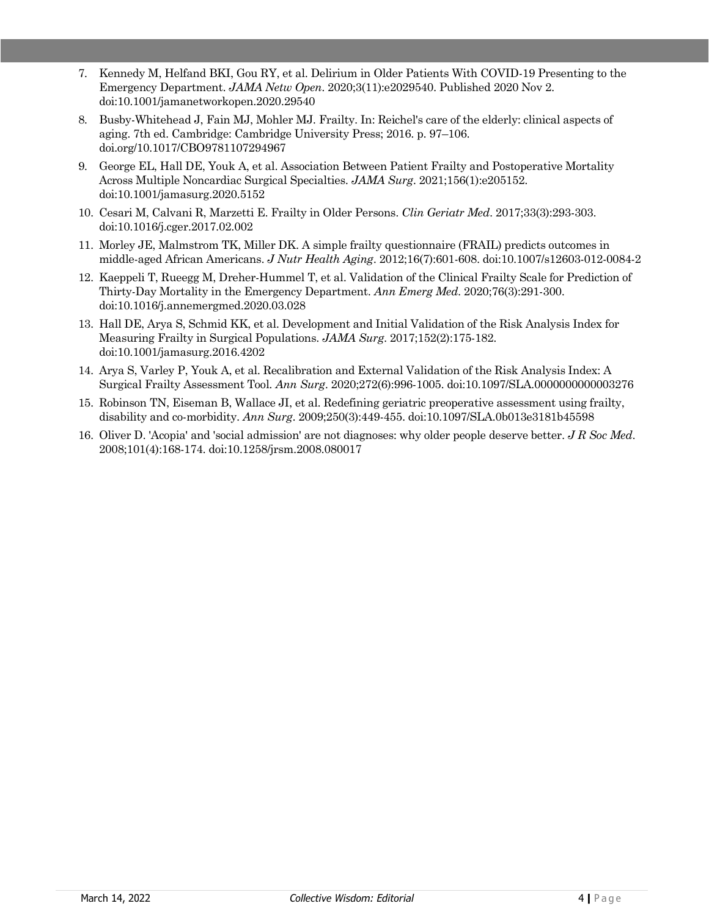7. Kennedy M, Helfand BKI, Gou RY, et al. Delirium in Older Patients With COVID-19 Presenting to the Emergency Department. *JAMA Netw Open*. 2020;3(11):e2029540. Published 2020 Nov 2. doi:10.1001/jamanetworkopen.2020.29540
8. Busby-Whitehead J, Fain MJ, Mohler MJ. Frailty. In: Reichel's care of the elderly: clinical aspects of aging. 7th ed. Cambridge: Cambridge University Press; 2016. p. 97–106. doi.org/10.1017/CBO9781107294967
9. George EL, Hall DE, Youk A, et al. Association Between Patient Frailty and Postoperative Mortality Across Multiple Noncardiac Surgical Specialties. *JAMA Surg*. 2021;156(1):e205152. doi:10.1001/jamasurg.2020.5152
10. Cesari M, Calvani R, Marzetti E. Frailty in Older Persons. *Clin Geriatr Med*. 2017;33(3):293-303. doi:10.1016/j.cger.2017.02.002
11. Morley JE, Malmstrom TK, Miller DK. A simple frailty questionnaire (FRAIL) predicts outcomes in middle-aged African Americans. *J Nutr Health Aging*. 2012;16(7):601-608. doi:10.1007/s12603-012-0084-2
12. Kaeppeli T, Rueegg M, Dreher-Hummel T, et al. Validation of the Clinical Frailty Scale for Prediction of Thirty-Day Mortality in the Emergency Department. *Ann Emerg Med*. 2020;76(3):291-300. doi:10.1016/j.annemergmed.2020.03.028
13. Hall DE, Arya S, Schmid KK, et al. Development and Initial Validation of the Risk Analysis Index for Measuring Frailty in Surgical Populations. *JAMA Surg*. 2017;152(2):175-182. doi:10.1001/jamasurg.2016.4202
14. Arya S, Varley P, Youk A, et al. Recalibration and External Validation of the Risk Analysis Index: A Surgical Frailty Assessment Tool. *Ann Surg*. 2020;272(6):996-1005. doi:10.1097/SLA.0000000000003276
15. Robinson TN, Eiseman B, Wallace JI, et al. Redefining geriatric preoperative assessment using frailty, disability and co-morbidity. *Ann Surg*. 2009;250(3):449-455. doi:10.1097/SLA.0b013e3181b45598
16. Oliver D. 'Acopia' and 'social admission' are not diagnoses: why older people deserve better. *J R Soc Med*. 2008;101(4):168-174. doi:10.1258/jrsm.2008.080017